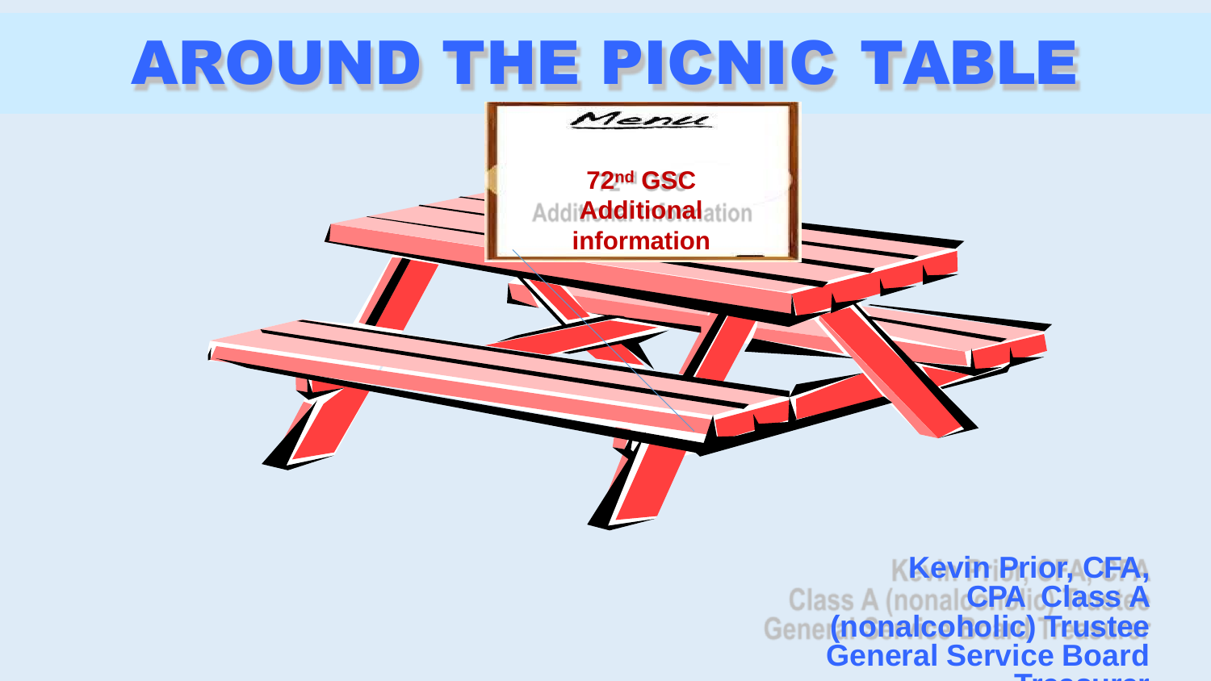# AROUND THE PICNIC TABLE

Menu

**72nd GSC Additional information**

**Kevin Prior, CFA, CPA Class A (nonalcoholic) Trustee General Service Board Treasurer**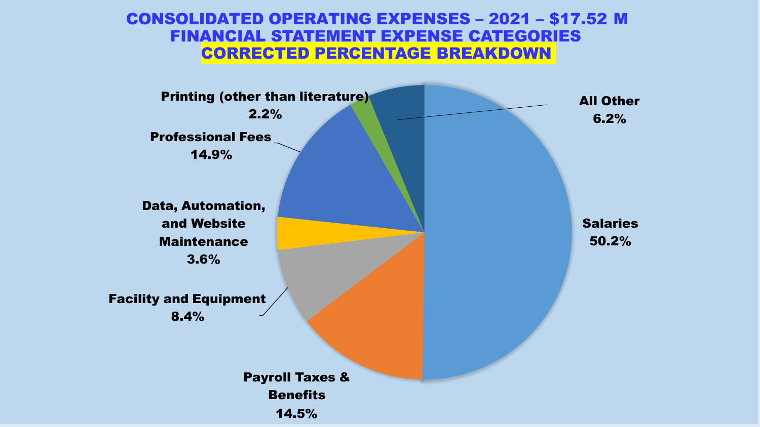# CONSOLIDATED OPERATING EXPENSES – 2021 – $17.52 M
## FINANCIAL STATEMENT EXPENSE CATEGORIES
## CORRECTED PERCENTAGE BREAKDOWN

| Category | Percentage |
| --- | --- |
| Salaries | 50.2% |
| Payroll Taxes & Benefits | 14.5% |
| Facility and Equipment | 8.4% |
| Data, Automation, and Website Maintenance | 3.6% |
| Professional Fees | 14.9% |
| Printing (other than literature) | 2.2% |
| All Other | 6.2% |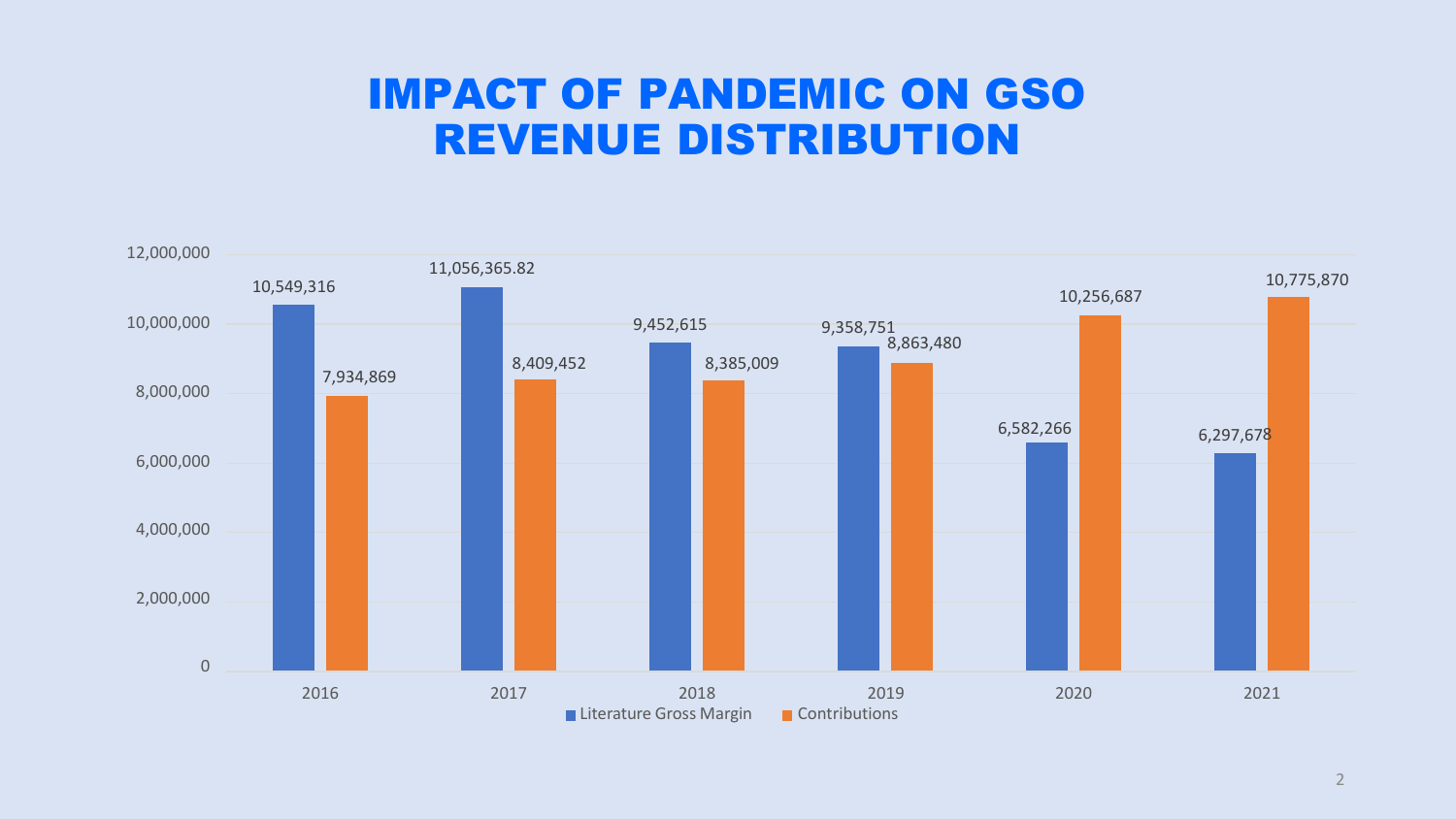# IMPACT OF PANDEMIC ON GSO REVENUE DISTRIBUTION

| Year | Literature Gross Margin | Contributions |
|---|---|---|
| 2016 | 10,549,316 | 7,934,869 |
| 2017 | 11,056,365.82 | 8,409,452 |
| 2018 | 9,452,615 | 8,385,009 |
| 2019 | 9,358,751 | 8,863,480 |
| 2020 | 6,582,266 | 10,256,687 |
| 2021 | 6,297,678 | 10,775,870 |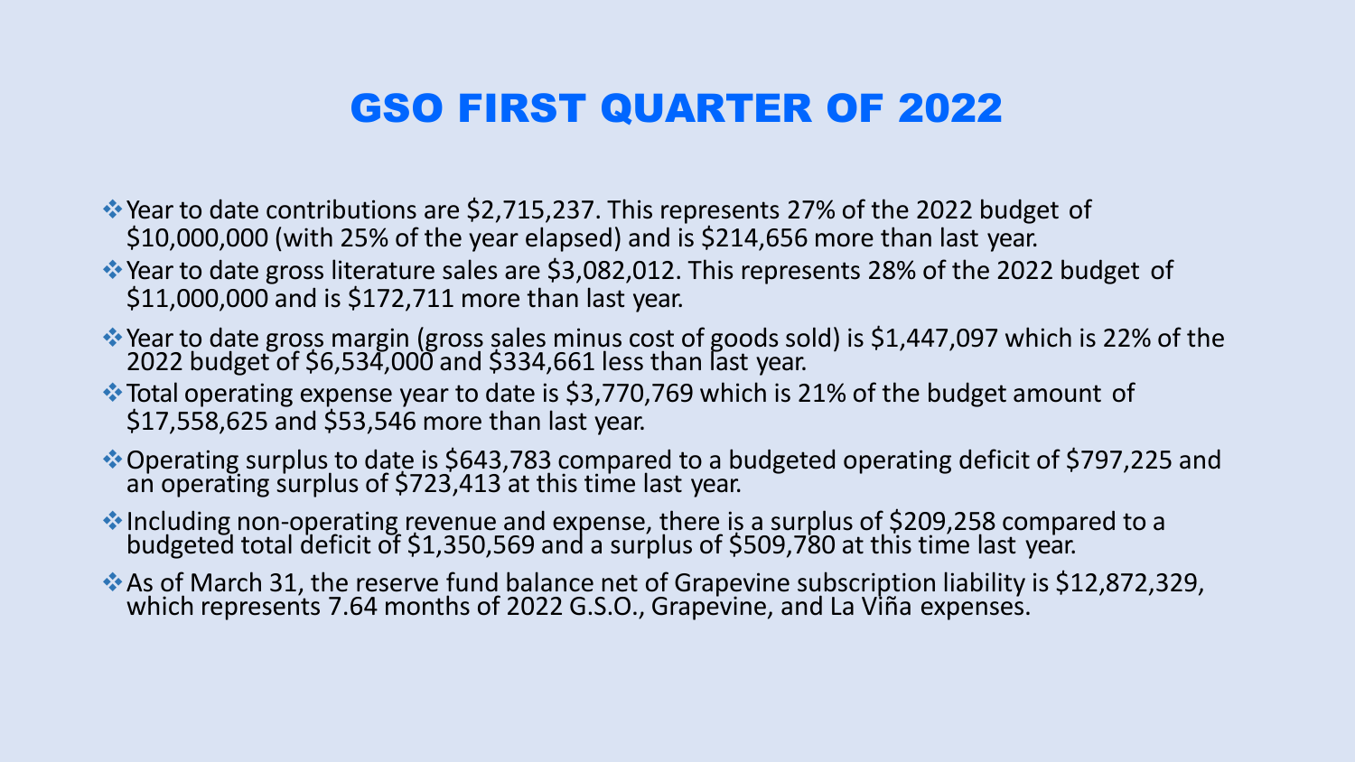# GSO FIRST QUARTER OF 2022

- Year to date contributions are $2,715,237. This represents 27% of the 2022 budget of $10,000,000 (with 25% of the year elapsed) and is $214,656 more than last year.
- Year to date gross literature sales are $3,082,012. This represents 28% of the 2022 budget of $11,000,000 and is $172,711 more than last year.
- Year to date gross margin (gross sales minus cost of goods sold) is $1,447,097 which is 22% of the 2022 budget of $6,534,000 and $334,661 less than last year.
- Total operating expense year to date is $3,770,769 which is 21% of the budget amount of $17,558,625 and $53,546 more than last year.
- Operating surplus to date is $643,783 compared to a budgeted operating deficit of $797,225 and an operating surplus of $723,413 at this time last year.
- Including non-operating revenue and expense, there is a surplus of $209,258 compared to a budgeted total deficit of $1,350,569 and a surplus of $509,780 at this time last year.
- As of March 31, the reserve fund balance net of Grapevine subscription liability is $12,872,329, which represents 7.64 months of 2022 G.S.O., Grapevine, and La Viña expenses.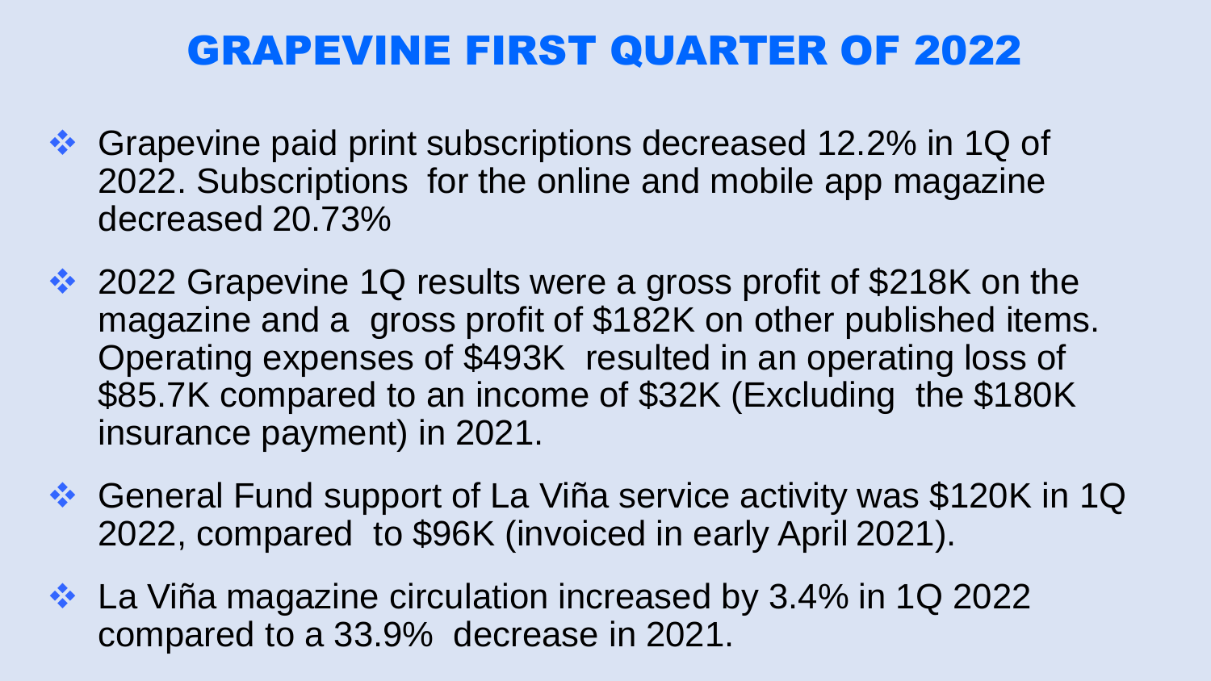# GRAPEVINE FIRST QUARTER OF 2022

- Grapevine paid print subscriptions decreased 12.2% in 1Q of 2022. Subscriptions for the online and mobile app magazine decreased 20.73%
- 2022 Grapevine 1Q results were a gross profit of $218K on the magazine and a gross profit of $182K on other published items. Operating expenses of $493K resulted in an operating loss of $85.7K compared to an income of $32K (Excluding the $180K insurance payment) in 2021.
- General Fund support of La Viña service activity was $120K in 1Q 2022, compared to $96K (invoiced in early April 2021).
- La Viña magazine circulation increased by 3.4% in 1Q 2022 compared to a 33.9% decrease in 2021.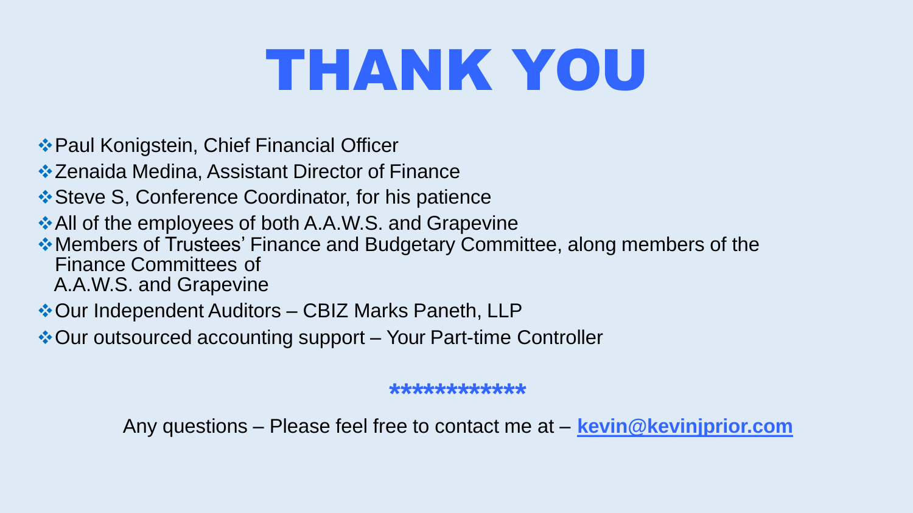# THANK YOU

- Paul Konigstein, Chief Financial Officer
- Zenaida Medina, Assistant Director of Finance
- Steve S, Conference Coordinator, for his patience
- All of the employees of both A.A.W.S. and Grapevine
- Members of Trustees' Finance and Budgetary Committee, along members of the Finance Committees of A.A.W.S. and Grapevine
- Our Independent Auditors – CBIZ Marks Paneth, LLP
- Our outsourced accounting support – Your Part-time Controller

************

Any questions – Please feel free to contact me at – **kevin@kevinjprior.com**